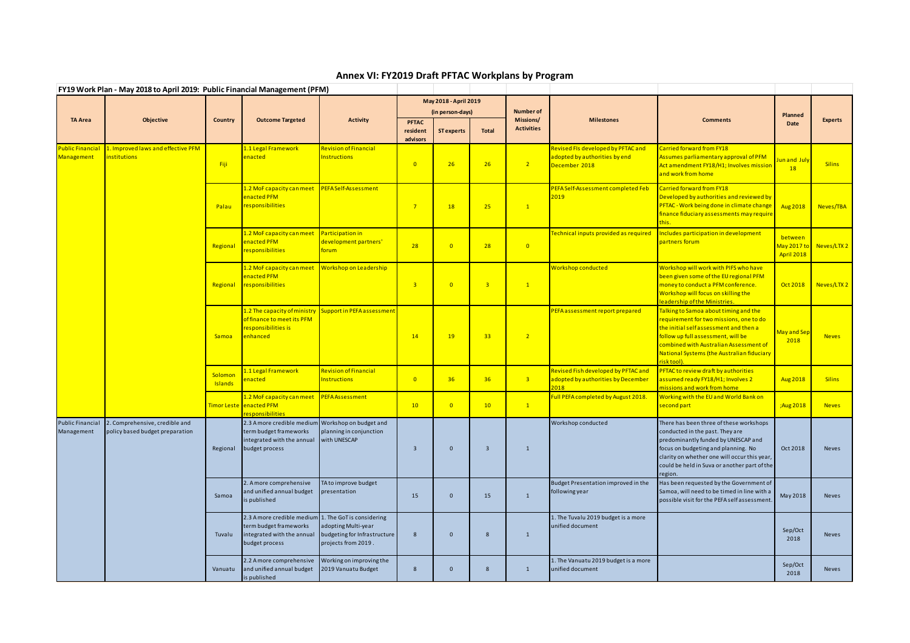# Annex VI: FY2019 Draft PFTAC Workplans by Program

**FY19 Work Plan - May 2018 to April 2019: Public Financial Management (PFM)**

| TA Area | Objective | Country | Outcome Targeted | Activity | May 2018 - April 2019 (in person-days) PFTAC resident advisors | ST experts | Total | Number of Missions/ Activities | Milestones | Comments | Planned Date | Experts |
|---|---|---|---|---|---|---|---|---|---|---|---|---|
| Public Financial Management | 1. Improved laws and effective PFM institutions | Fiji | 1.1 Legal Framework enacted | Revision of Financial Instructions | 0 | 26 | 26 | 2 | Revised FIs developed by PFTAC and adopted by authorities by end December 2018 | Carried forward from FY18 Assumes parliamentary approval of PFM Act amendment FY18/H1; Involves mission and work from home | Jun and July 18 | Silins |
| | | Palau | 1.2 MoF capacity can meet enacted PFM responsibilities | PEFA Self-Assessment | 7 | 18 | 25 | 1 | PEFA Self-Assessment completed Feb 2019 | Carried forward from FY18 Developed by authorities and reviewed by PFTAC - Work being done in climate change finance fiduciary assessments may require this. | Aug 2018 | Neves/TBA |
| | | Regional | 1.2 MoF capacity can meet enacted PFM responsibilities | Participation in development partners' forum | 28 | 0 | 28 | 0 | Technical inputs provided as required | Includes participation in development partners forum | between May 2017 to April 2018 | Neves/LTX 2 |
| | | Regional | 1.2 MoF capacity can meet enacted PFM responsibilities | Workshop on Leadership | 3 | 0 | 3 | 1 | Workshop conducted | Workshop will work with PIFS who have been given some of the EU regional PFM money to conduct a PFM conference. Workshop will focus on skilling the leadership of the Ministries. | Oct 2018 | Neves/LTX 2 |
| | | Samoa | 1.2 The capacity of ministry of finance to meet its PFM responsibilities is enhanced | Support in PEFA assessment | 14 | 19 | 33 | 2 | PEFA assessment report prepared | Talking to Samoa about timing and the requirement for two missions, one to do the initial self assessment and then a follow up full assessment, will be combined with Australian Assessment of National Systems (the Australian fiduciary risk tool). | May and Sep 2018 | Neves |
| | | Solomon Islands | 1.1 Legal Framework enacted | Revision of Financial Instructions | 0 | 36 | 36 | 3 | Revised Fish developed by PFTAC and adopted by authorities by December 2018 | PFTAC to review draft by authorities assumed ready FY18/H1; Involves 2 missions and work from home | Aug 2018 | Silins |
| | | Timor Leste | 1.2 MoF capacity can meet enacted PFM responsibilities | PEFA Assessment | 10 | 0 | 10 | 1 | Full PEFA completed by August 2018. | Working with the EU and World Bank on second part | ;Aug 2018 | Neves |
| Public Financial Management | 2. Comprehensive, credible and policy based budget preparation | Regional | 2.3 A more credible medium term budget frameworks integrated with the annual budget process | Workshop on budget and planning in conjunction with UNESCAP | 3 | 0 | 3 | 1 | Workshop conducted | There has been three of these workshops conducted in the past. They are predominantly funded by UNESCAP and focus on budgeting and planning. No clarity on whether one will occur this year, could be held in Suva or another part of the region. | Oct 2018 | Neves |
| | | Samoa | 2. A more comprehensive and unified annual budget is published | TA to improve budget presentation | 15 | 0 | 15 | 1 | Budget Presentation improved in the following year | Has been requested by the Government of Samoa, will need to be timed in line with a possible visit for the PEFA self assessment. | May 2018 | Neves |
| | | Tuvalu | 2.3 A more credible medium term budget frameworks integrated with the annual budget process | 1. The GoT is considering adopting Multi-year budgeting for Infrastructure projects from 2019 . | 8 | 0 | 8 | 1 | 1. The Tuvalu 2019 budget is a more unified document | | Sep/Oct 2018 | Neves |
| | | Vanuatu | 2.2 A more comprehensive and unified annual budget is published | Working on improving the 2019 Vanuatu Budget | 8 | 0 | 8 | 1 | 1. The Vanuatu 2019 budget is a more unified document | | Sep/Oct 2018 | Neves |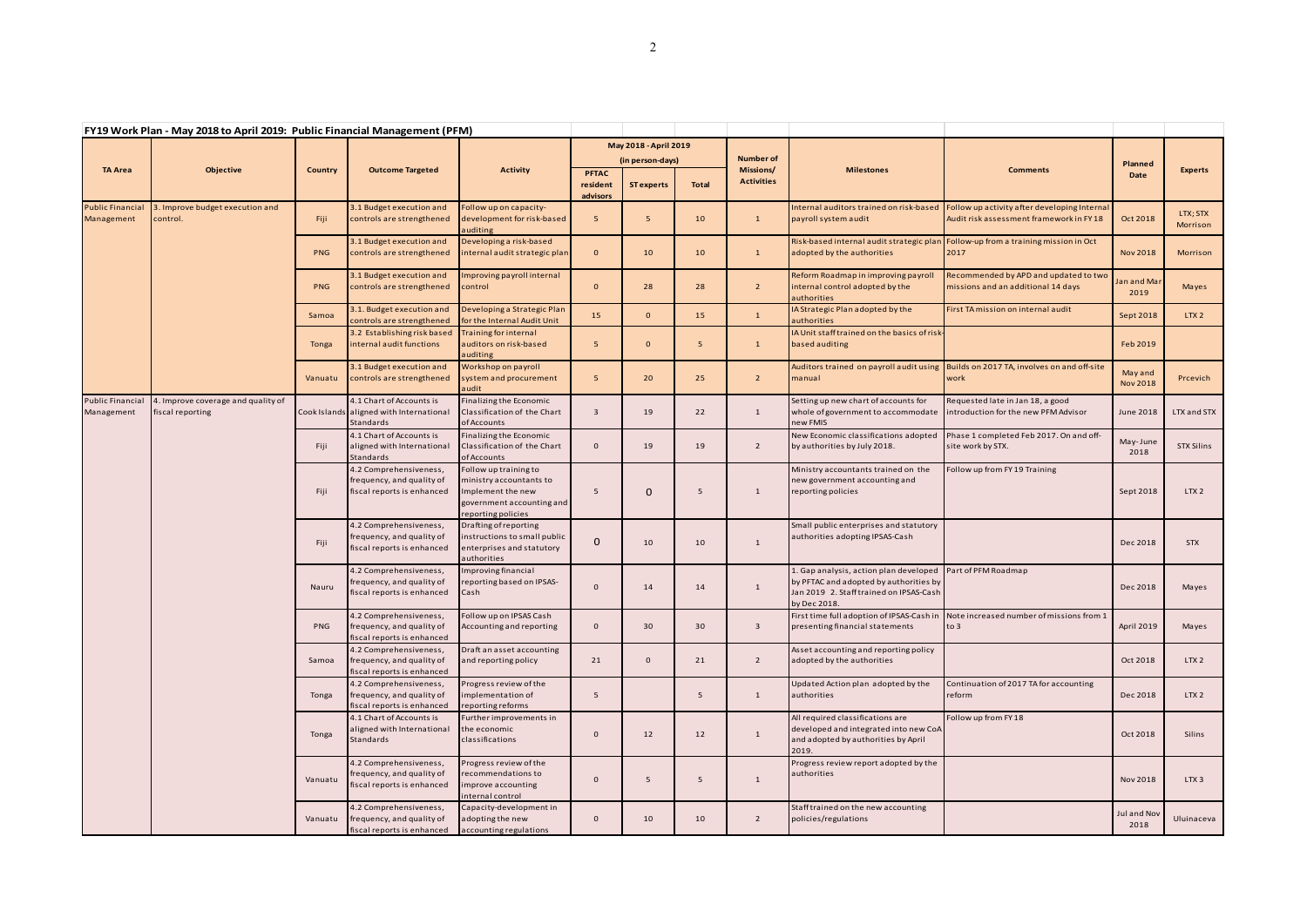**FY19 Work Plan - May 2018 to April 2019: Public Financial Management (PFM)**

| TA Area | Objective | Country | Outcome Targeted | Activity | May 2018 - April 2019 (in person-days) | | | Number of Missions/ Activities | Milestones | Comments | Planned Date | Experts |
|---|---|---|---|---|---|---|---|---|---|---|---|---|
| | | | | | PFTAC resident advisors | ST experts | Total | | | | | |
| Public Financial Management | 3. Improve budget execution and control. | Fiji | 3.1 Budget execution and controls are strengthened | Follow up on capacity-development for risk-based auditing | 5 | 5 | 10 | 1 | Internal auditors trained on risk-based payroll system audit | Follow up activity after developing Internal Audit risk assessment framework in FY18 | Oct 2018 | LTX; STX Morrison |
| | | PNG | 3.1 Budget execution and controls are strengthened | Developing a risk-based internal audit strategic plan | 0 | 10 | 10 | 1 | Risk-based internal audit strategic plan adopted by the authorities | Follow-up from a training mission in Oct 2017 | Nov 2018 | Morrison |
| | | PNG | 3.1 Budget execution and controls are strengthened | Improving payroll internal control | 0 | 28 | 28 | 2 | Reform Roadmap in improving payroll internal control adopted by the authorities | Recommended by APD and updated to two missions and an additional 14 days | Jan and Mar 2019 | Mayes |
| | | Samoa | 3.1. Budget execution and controls are strengthened | Developing a Strategic Plan for the Internal Audit Unit | 15 | 0 | 15 | 1 | IA Strategic Plan adopted by the authorities | First TA mission on internal audit | Sept 2018 | LTX 2 |
| | | Tonga | 3.2 Establishing risk based internal audit functions | Training for internal auditors on risk-based auditing | 5 | 0 | 5 | 1 | IA Unit staff trained on the basics of risk-based auditing | | Feb 2019 | |
| | | Vanuatu | 3.1 Budget execution and controls are strengthened | Workshop on payroll system and procurement audit | 5 | 20 | 25 | 2 | Auditors trained on payroll audit using manual | Builds on 2017 TA, involves on and off-site work | May and Nov 2018 | Prcevich |
| Public Financial Management | 4. Improve coverage and quality of fiscal reporting | Cook Islands | 4.1 Chart of Accounts is aligned with International Standards | Finalizing the Economic Classification of the Chart of Accounts | 3 | 19 | 22 | 1 | Setting up new chart of accounts for whole of government to accommodate new FMIS | Requested late in Jan 18, a good introduction for the new PFM Advisor | June 2018 | LTX and STX |
| | | Fiji | 4.1 Chart of Accounts is aligned with International Standards | Finalizing the Economic Classification of the Chart of Accounts | 0 | 19 | 19 | 2 | New Economic classifications adopted by authorities by July 2018. | Phase 1 completed Feb 2017. On and off-site work by STX. | May-June 2018 | STX Silins |
| | | Fiji | 4.2 Comprehensiveness, frequency, and quality of fiscal reports is enhanced | Follow up training to ministry accountants to Implement the new government accounting and reporting policies | 5 | 0 | 5 | 1 | Ministry accountants trained on the new government accounting and reporting policies | Follow up from FY19 Training | Sept 2018 | LTX 2 |
| | | Fiji | 4.2 Comprehensiveness, frequency, and quality of fiscal reports is enhanced | Drafting of reporting instructions to small public enterprises and statutory authorities | 0 | 10 | 10 | 1 | Small public enterprises and statutory authorities adopting IPSAS-Cash | | Dec 2018 | STX |
| | | Nauru | 4.2 Comprehensiveness, frequency, and quality of fiscal reports is enhanced | Improving financial reporting based on IPSAS-Cash | 0 | 14 | 14 | 1 | 1. Gap analysis, action plan developed by PFTAC and adopted by authorities by Jan 2019 2. Staff trained on IPSAS-Cash by Dec 2018. | Part of PFM Roadmap | Dec 2018 | Mayes |
| | | PNG | 4.2 Comprehensiveness, frequency, and quality of fiscal reports is enhanced | Follow up on IPSAS Cash Accounting and reporting | 0 | 30 | 30 | 3 | First time full adoption of IPSAS-Cash in presenting financial statements | Note increased number of missions from 1 to 3 | April 2019 | Mayes |
| | | Samoa | 4.2 Comprehensiveness, frequency, and quality of fiscal reports is enhanced | Draft an asset accounting and reporting policy | 21 | 0 | 21 | 2 | Asset accounting and reporting policy adopted by the authorities | | Oct 2018 | LTX 2 |
| | | Tonga | 4.2 Comprehensiveness, frequency, and quality of fiscal reports is enhanced | Progress review of the implementation of reporting reforms | 5 | | 5 | 1 | Updated Action plan adopted by the authorities | Continuation of 2017 TA for accounting reform | Dec 2018 | LTX 2 |
| | | Tonga | 4.1 Chart of Accounts is aligned with International Standards | Further improvements in the economic classifications | 0 | 12 | 12 | 1 | All required classifications are developed and integrated into new CoA and adopted by authorities by April 2019. | Follow up from FY18 | Oct 2018 | Silins |
| | | Vanuatu | 4.2 Comprehensiveness, frequency, and quality of fiscal reports is enhanced | Progress review of the recommendations to improve accounting internal control | 0 | 5 | 5 | 1 | Progress review report adopted by the authorities | | Nov 2018 | LTX 3 |
| | | Vanuatu | 4.2 Comprehensiveness, frequency, and quality of fiscal reports is enhanced | Capacity-development in adopting the new accounting regulations | 0 | 10 | 10 | 2 | Staff trained on the new accounting policies/regulations | | Jul and Nov 2018 | Uluinaceva |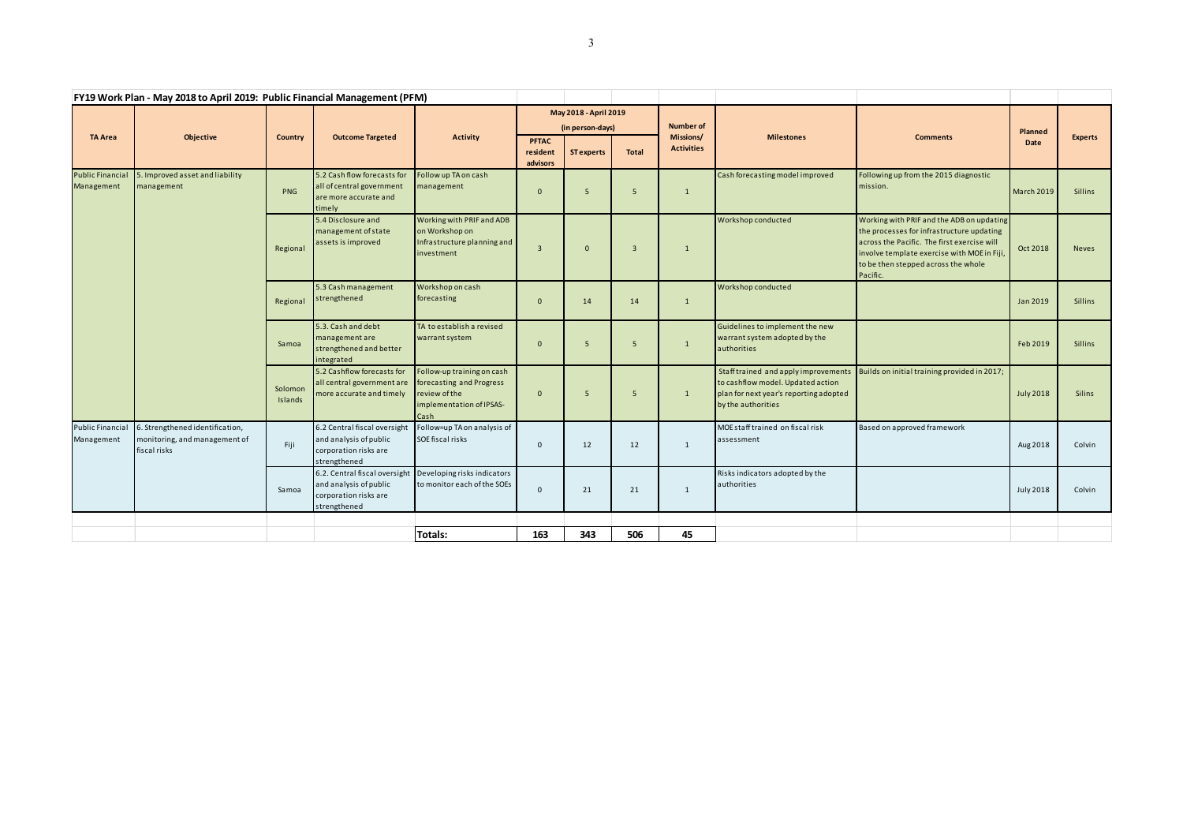**FY19 Work Plan - May 2018 to April 2019: Public Financial Management (PFM)**

| TA Area | Objective | Country | Outcome Targeted | Activity | May 2018 - April 2019 (in person-days) | | | Number of Missions/ Activities | Milestones | Comments | Planned Date | Experts |
|---|---|---|---|---|---|---|---|---|---|---|---|---|
| | | | | | PFTAC resident advisors | ST experts | Total | | | | | |
| Public Financial Management | 5. Improved asset and liability management | PNG | 5.2 Cash flow forecasts for all of central government are more accurate and timely | Follow up TA on cash management | 0 | 5 | 5 | 1 | Cash forecasting model improved | Following up from the 2015 diagnostic mission. | March 2019 | Sillins |
| | | Regional | 5.4 Disclosure and management of state assets is improved | Working with PRIF and ADB on Workshop on Infrastructure planning and investment | 3 | 0 | 3 | 1 | Workshop conducted | Working with PRIF and the ADB on updating the processes for infrastructure updating across the Pacific. The first exercise will involve template exercise with MOE in Fiji, to be then stepped across the whole Pacific. | Oct 2018 | Neves |
| | | Regional | 5.3 Cash management strengthened | Workshop on cash forecasting | 0 | 14 | 14 | 1 | Workshop conducted | | Jan 2019 | Sillins |
| | | Samoa | 5.3. Cash and debt management are strengthened and better integrated | TA to establish a revised warrant system | 0 | 5 | 5 | 1 | Guidelines to implement the new warrant system adopted by the authorities | | Feb 2019 | Sillins |
| | | Solomon Islands | 5.2 Cashflow forecasts for all central government are more accurate and timely | Follow-up training on cash forecasting and Progress review of the implementation of IPSAS-Cash | 0 | 5 | 5 | 1 | Staff trained and apply improvements to cashflow model. Updated action plan for next year's reporting adopted by the authorities | Builds on initial training provided in 2017; | July 2018 | Silins |
| Public Financial Management | 6. Strengthened identification, monitoring, and management of fiscal risks | Fiji | 6.2 Central fiscal oversight and analysis of public corporation risks are strengthened | Follow=up TA on analysis of SOE fiscal risks | 0 | 12 | 12 | 1 | MOE staff trained on fiscal risk assessment | Based on approved framework | Aug 2018 | Colvin |
| | | Samoa | 6.2. Central fiscal oversight and analysis of public corporation risks are strengthened | Developing risks indicators to monitor each of the SOEs | 0 | 21 | 21 | 1 | Risks indicators adopted by the authorities | | July 2018 | Colvin |
| | | | | | | | | | | | | |
| | | | | **Totals:** | **163** | **343** | **506** | **45** | | | | |